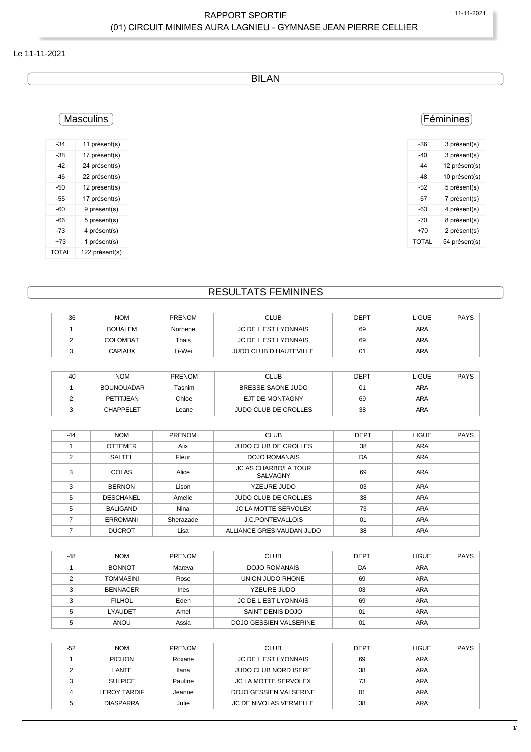RAPPORT SPORTIF

(01) CIRCUIT MINIMES AURA LAGNIEU - GYMNASE JEAN PIERRE CELLIER

Le 11-11-2021

## BILAN

### Masculins

| | |
|---|---|
| -34 | 11 présent(s) |
| -38 | 17 présent(s) |
| -42 | 24 présent(s) |
| -46 | 22 présent(s) |
| -50 | 12 présent(s) |
| -55 | 17 présent(s) |
| -60 | 9 présent(s) |
| -66 | 5 présent(s) |
| -73 | 4 présent(s) |
| +73 | 1 présent(s) |
| TOTAL | 122 présent(s) |

### Féminines

| | |
|---|---|
| -36 | 3 présent(s) |
| -40 | 3 présent(s) |
| -44 | 12 présent(s) |
| -48 | 10 présent(s) |
| -52 | 5 présent(s) |
| -57 | 7 présent(s) |
| -63 | 4 présent(s) |
| -70 | 8 présent(s) |
| +70 | 2 présent(s) |
| TOTAL | 54 présent(s) |

## RESULTATS FEMININES

| -36 | NOM | PRENOM | CLUB | DEPT | LIGUE | PAYS |
|---|---|---|---|---|---|---|
| 1 | BOUALEM | Norhene | JC DE L EST LYONNAIS | 69 | ARA | |
| 2 | COLOMBAT | Thais | JC DE L EST LYONNAIS | 69 | ARA | |
| 3 | CAPIAUX | Li-Wei | JUDO CLUB D HAUTEVILLE | 01 | ARA | |

| -40 | NOM | PRENOM | CLUB | DEPT | LIGUE | PAYS |
|---|---|---|---|---|---|---|
| 1 | BOUNOUADAR | Tasnim | BRESSE SAONE JUDO | 01 | ARA | |
| 2 | PETITJEAN | Chloe | EJT DE MONTAGNY | 69 | ARA | |
| 3 | CHAPPELET | Leane | JUDO CLUB DE CROLLES | 38 | ARA | |

| -44 | NOM | PRENOM | CLUB | DEPT | LIGUE | PAYS |
|---|---|---|---|---|---|---|
| 1 | OTTEMER | Alix | JUDO CLUB DE CROLLES | 38 | ARA | |
| 2 | SALTEL | Fleur | DOJO ROMANAIS | DA | ARA | |
| 3 | COLAS | Alice | JC AS CHARBO/LA TOUR SALVAGNY | 69 | ARA | |
| 3 | BERNON | Lison | YZEURE JUDO | 03 | ARA | |
| 5 | DESCHANEL | Amelie | JUDO CLUB DE CROLLES | 38 | ARA | |
| 5 | BALIGAND | Nina | JC LA MOTTE SERVOLEX | 73 | ARA | |
| 7 | ERROMANI | Sherazade | J.C.PONTEVALLOIS | 01 | ARA | |
| 7 | DUCROT | Lisa | ALLIANCE GRESIVAUDAN JUDO | 38 | ARA | |

| -48 | NOM | PRENOM | CLUB | DEPT | LIGUE | PAYS |
|---|---|---|---|---|---|---|
| 1 | BONNOT | Mareva | DOJO ROMANAIS | DA | ARA | |
| 2 | TOMMASINI | Rose | UNION JUDO RHONE | 69 | ARA | |
| 3 | BENNACER | Ines | YZEURE JUDO | 03 | ARA | |
| 3 | FILHOL | Eden | JC DE L EST LYONNAIS | 69 | ARA | |
| 5 | LYAUDET | Amel | SAINT DENIS DOJO | 01 | ARA | |
| 5 | ANOU | Assia | DOJO GESSIEN VALSERINE | 01 | ARA | |

| -52 | NOM | PRENOM | CLUB | DEPT | LIGUE | PAYS |
|---|---|---|---|---|---|---|
| 1 | PICHON | Roxane | JC DE L EST LYONNAIS | 69 | ARA | |
| 2 | LANTE | Ilana | JUDO CLUB NORD ISERE | 38 | ARA | |
| 3 | SULPICE | Pauline | JC LA MOTTE SERVOLEX | 73 | ARA | |
| 4 | LEROY TARDIF | Jeanne | DOJO GESSIEN VALSERINE | 01 | ARA | |
| 5 | DIASPARRA | Julie | JC DE NIVOLAS VERMELLE | 38 | ARA | |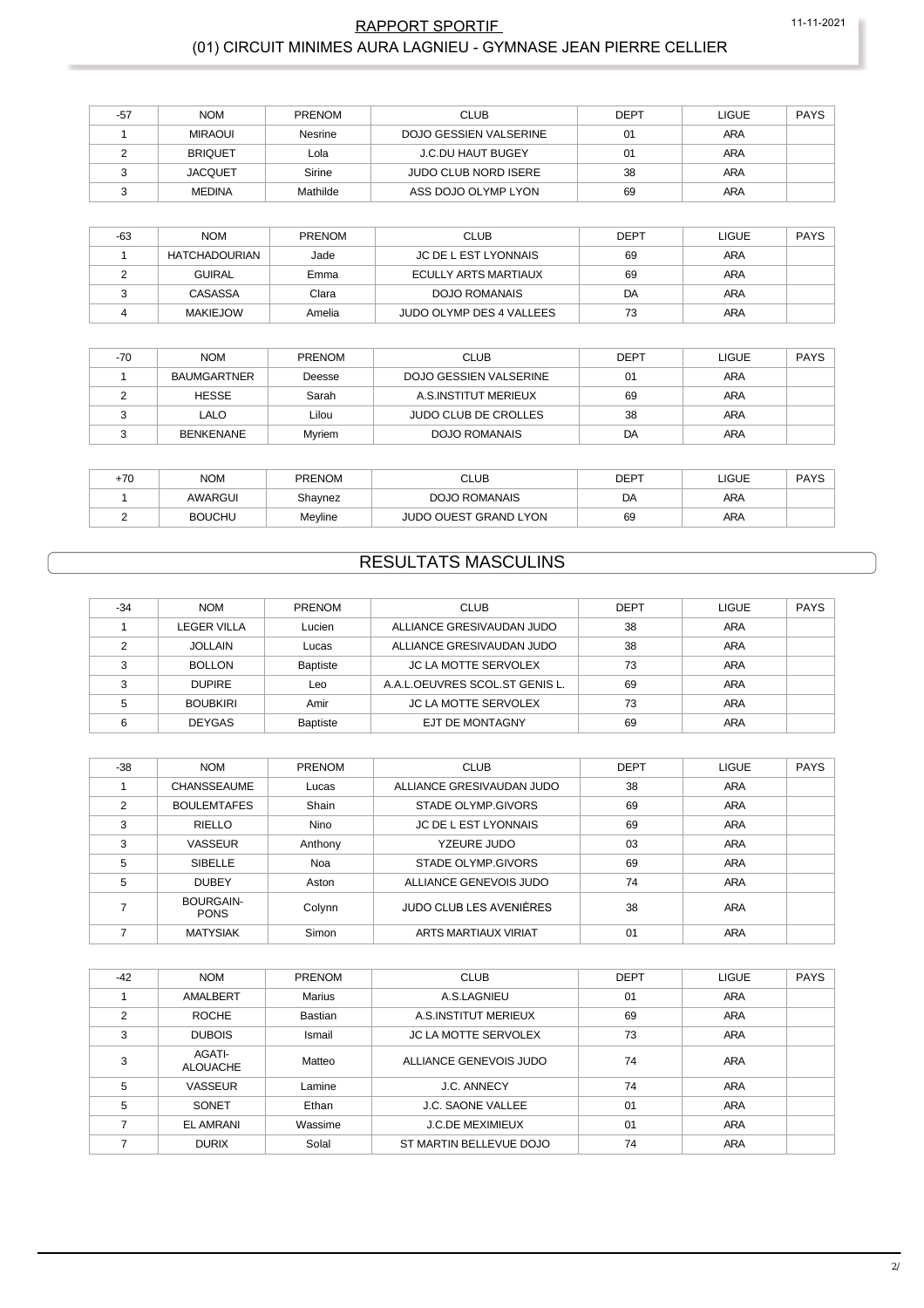| -57 | NOM | PRENOM | CLUB | DEPT | LIGUE | PAYS |
|---|---|---|---|---|---|---|
| 1 | MIRAOUI | Nesrine | DOJO GESSIEN VALSERINE | 01 | ARA | |
| 2 | BRIQUET | Lola | J.C.DU HAUT BUGEY | 01 | ARA | |
| 3 | JACQUET | Sirine | JUDO CLUB NORD ISERE | 38 | ARA | |
| 3 | MEDINA | Mathilde | ASS DOJO OLYMP LYON | 69 | ARA | |

| -63 | NOM | PRENOM | CLUB | DEPT | LIGUE | PAYS |
|---|---|---|---|---|---|---|
| 1 | HATCHADOURIAN | Jade | JC DE L EST LYONNAIS | 69 | ARA | |
| 2 | GUIRAL | Emma | ECULLY ARTS MARTIAUX | 69 | ARA | |
| 3 | CASASSA | Clara | DOJO ROMANAIS | DA | ARA | |
| 4 | MAKIEJOW | Amelia | JUDO OLYMP DES 4 VALLEES | 73 | ARA | |

| -70 | NOM | PRENOM | CLUB | DEPT | LIGUE | PAYS |
|---|---|---|---|---|---|---|
| 1 | BAUMGARTNER | Deesse | DOJO GESSIEN VALSERINE | 01 | ARA | |
| 2 | HESSE | Sarah | A.S.INSTITUT MERIEUX | 69 | ARA | |
| 3 | LALO | Lilou | JUDO CLUB DE CROLLES | 38 | ARA | |
| 3 | BENKENANE | Myriem | DOJO ROMANAIS | DA | ARA | |

| +70 | NOM | PRENOM | CLUB | DEPT | LIGUE | PAYS |
|---|---|---|---|---|---|---|
| 1 | AWARGUI | Shaynez | DOJO ROMANAIS | DA | ARA | |
| 2 | BOUCHU | Meyline | JUDO OUEST GRAND LYON | 69 | ARA | |

## RESULTATS MASCULINS

| -34 | NOM | PRENOM | CLUB | DEPT | LIGUE | PAYS |
|---|---|---|---|---|---|---|
| 1 | LEGER VILLA | Lucien | ALLIANCE GRESIVAUDAN JUDO | 38 | ARA | |
| 2 | JOLLAIN | Lucas | ALLIANCE GRESIVAUDAN JUDO | 38 | ARA | |
| 3 | BOLLON | Baptiste | JC LA MOTTE SERVOLEX | 73 | ARA | |
| 3 | DUPIRE | Leo | A.A.L.OEUVRES SCOL.ST GENIS L. | 69 | ARA | |
| 5 | BOUBKIRI | Amir | JC LA MOTTE SERVOLEX | 73 | ARA | |
| 6 | DEYGAS | Baptiste | EJT DE MONTAGNY | 69 | ARA | |

| -38 | NOM | PRENOM | CLUB | DEPT | LIGUE | PAYS |
|---|---|---|---|---|---|---|
| 1 | CHANSSEAUME | Lucas | ALLIANCE GRESIVAUDAN JUDO | 38 | ARA | |
| 2 | BOULEMTAFES | Shain | STADE OLYMP.GIVORS | 69 | ARA | |
| 3 | RIELLO | Nino | JC DE L EST LYONNAIS | 69 | ARA | |
| 3 | VASSEUR | Anthony | YZEURE JUDO | 03 | ARA | |
| 5 | SIBELLE | Noa | STADE OLYMP.GIVORS | 69 | ARA | |
| 5 | DUBEY | Aston | ALLIANCE GENEVOIS JUDO | 74 | ARA | |
| 7 | BOURGAIN-PONS | Colynn | JUDO CLUB LES AVENIÈRES | 38 | ARA | |
| 7 | MATYSIAK | Simon | ARTS MARTIAUX VIRIAT | 01 | ARA | |

| -42 | NOM | PRENOM | CLUB | DEPT | LIGUE | PAYS |
|---|---|---|---|---|---|---|
| 1 | AMALBERT | Marius | A.S.LAGNIEU | 01 | ARA | |
| 2 | ROCHE | Bastian | A.S.INSTITUT MERIEUX | 69 | ARA | |
| 3 | DUBOIS | Ismail | JC LA MOTTE SERVOLEX | 73 | ARA | |
| 3 | AGATI-ALOUACHE | Matteo | ALLIANCE GENEVOIS JUDO | 74 | ARA | |
| 5 | VASSEUR | Lamine | J.C. ANNECY | 74 | ARA | |
| 5 | SONET | Ethan | J.C. SAONE VALLEE | 01 | ARA | |
| 7 | EL AMRANI | Wassime | J.C.DE MEXIMIEUX | 01 | ARA | |
| 7 | DURIX | Solal | ST MARTIN BELLEVUE DOJO | 74 | ARA | |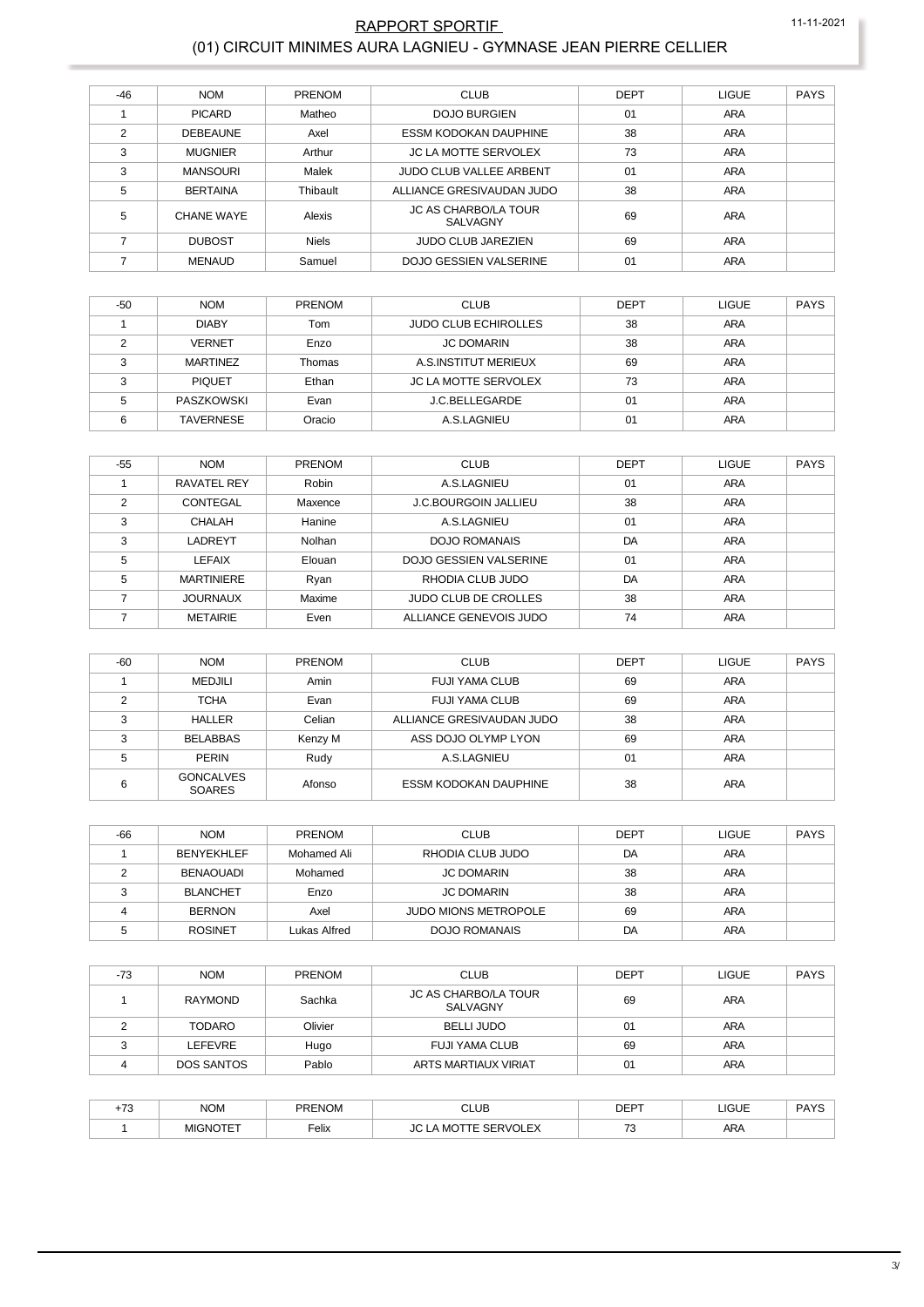# RAPPORT SPORTIF

## (01) CIRCUIT MINIMES AURA LAGNIEU - GYMNASE JEAN PIERRE CELLIER

| -46 | NOM | PRENOM | CLUB | DEPT | LIGUE | PAYS |
|---|---|---|---|---|---|---|
| 1 | PICARD | Matheo | DOJO BURGIEN | 01 | ARA | |
| 2 | DEBEAUNE | Axel | ESSM KODOKAN DAUPHINE | 38 | ARA | |
| 3 | MUGNIER | Arthur | JC LA MOTTE SERVOLEX | 73 | ARA | |
| 3 | MANSOURI | Malek | JUDO CLUB VALLEE ARBENT | 01 | ARA | |
| 5 | BERTAINA | Thibault | ALLIANCE GRESIVAUDAN JUDO | 38 | ARA | |
| 5 | CHANE WAYE | Alexis | JC AS CHARBO/LA TOUR SALVAGNY | 69 | ARA | |
| 7 | DUBOST | Niels | JUDO CLUB JAREZIEN | 69 | ARA | |
| 7 | MENAUD | Samuel | DOJO GESSIEN VALSERINE | 01 | ARA | |

| -50 | NOM | PRENOM | CLUB | DEPT | LIGUE | PAYS |
|---|---|---|---|---|---|---|
| 1 | DIABY | Tom | JUDO CLUB ECHIROLLES | 38 | ARA | |
| 2 | VERNET | Enzo | JC DOMARIN | 38 | ARA | |
| 3 | MARTINEZ | Thomas | A.S.INSTITUT MERIEUX | 69 | ARA | |
| 3 | PIQUET | Ethan | JC LA MOTTE SERVOLEX | 73 | ARA | |
| 5 | PASZKOWSKI | Evan | J.C.BELLEGARDE | 01 | ARA | |
| 6 | TAVERNESE | Oracio | A.S.LAGNIEU | 01 | ARA | |

| -55 | NOM | PRENOM | CLUB | DEPT | LIGUE | PAYS |
|---|---|---|---|---|---|---|
| 1 | RAVATEL REY | Robin | A.S.LAGNIEU | 01 | ARA | |
| 2 | CONTEGAL | Maxence | J.C.BOURGOIN JALLIEU | 38 | ARA | |
| 3 | CHALAH | Hanine | A.S.LAGNIEU | 01 | ARA | |
| 3 | LADREYT | Nolhan | DOJO ROMANAIS | DA | ARA | |
| 5 | LEFAIX | Elouan | DOJO GESSIEN VALSERINE | 01 | ARA | |
| 5 | MARTINIERE | Ryan | RHODIA CLUB JUDO | DA | ARA | |
| 7 | JOURNAUX | Maxime | JUDO CLUB DE CROLLES | 38 | ARA | |
| 7 | METAIRIE | Even | ALLIANCE GENEVOIS JUDO | 74 | ARA | |

| -60 | NOM | PRENOM | CLUB | DEPT | LIGUE | PAYS |
|---|---|---|---|---|---|---|
| 1 | MEDJILI | Amin | FUJI YAMA CLUB | 69 | ARA | |
| 2 | TCHA | Evan | FUJI YAMA CLUB | 69 | ARA | |
| 3 | HALLER | Celian | ALLIANCE GRESIVAUDAN JUDO | 38 | ARA | |
| 3 | BELABBAS | Kenzy M | ASS DOJO OLYMP LYON | 69 | ARA | |
| 5 | PERIN | Rudy | A.S.LAGNIEU | 01 | ARA | |
| 6 | GONCALVES SOARES | Afonso | ESSM KODOKAN DAUPHINE | 38 | ARA | |

| -66 | NOM | PRENOM | CLUB | DEPT | LIGUE | PAYS |
|---|---|---|---|---|---|---|
| 1 | BENYEKHLEF | Mohamed Ali | RHODIA CLUB JUDO | DA | ARA | |
| 2 | BENAOUADI | Mohamed | JC DOMARIN | 38 | ARA | |
| 3 | BLANCHET | Enzo | JC DOMARIN | 38 | ARA | |
| 4 | BERNON | Axel | JUDO MIONS METROPOLE | 69 | ARA | |
| 5 | ROSINET | Lukas Alfred | DOJO ROMANAIS | DA | ARA | |

| -73 | NOM | PRENOM | CLUB | DEPT | LIGUE | PAYS |
|---|---|---|---|---|---|---|
| 1 | RAYMOND | Sachka | JC AS CHARBO/LA TOUR SALVAGNY | 69 | ARA | |
| 2 | TODARO | Olivier | BELLI JUDO | 01 | ARA | |
| 3 | LEFEVRE | Hugo | FUJI YAMA CLUB | 69 | ARA | |
| 4 | DOS SANTOS | Pablo | ARTS MARTIAUX VIRIAT | 01 | ARA | |

| +73 | NOM | PRENOM | CLUB | DEPT | LIGUE | PAYS |
|---|---|---|---|---|---|---|
| 1 | MIGNOTET | Felix | JC LA MOTTE SERVOLEX | 73 | ARA | |